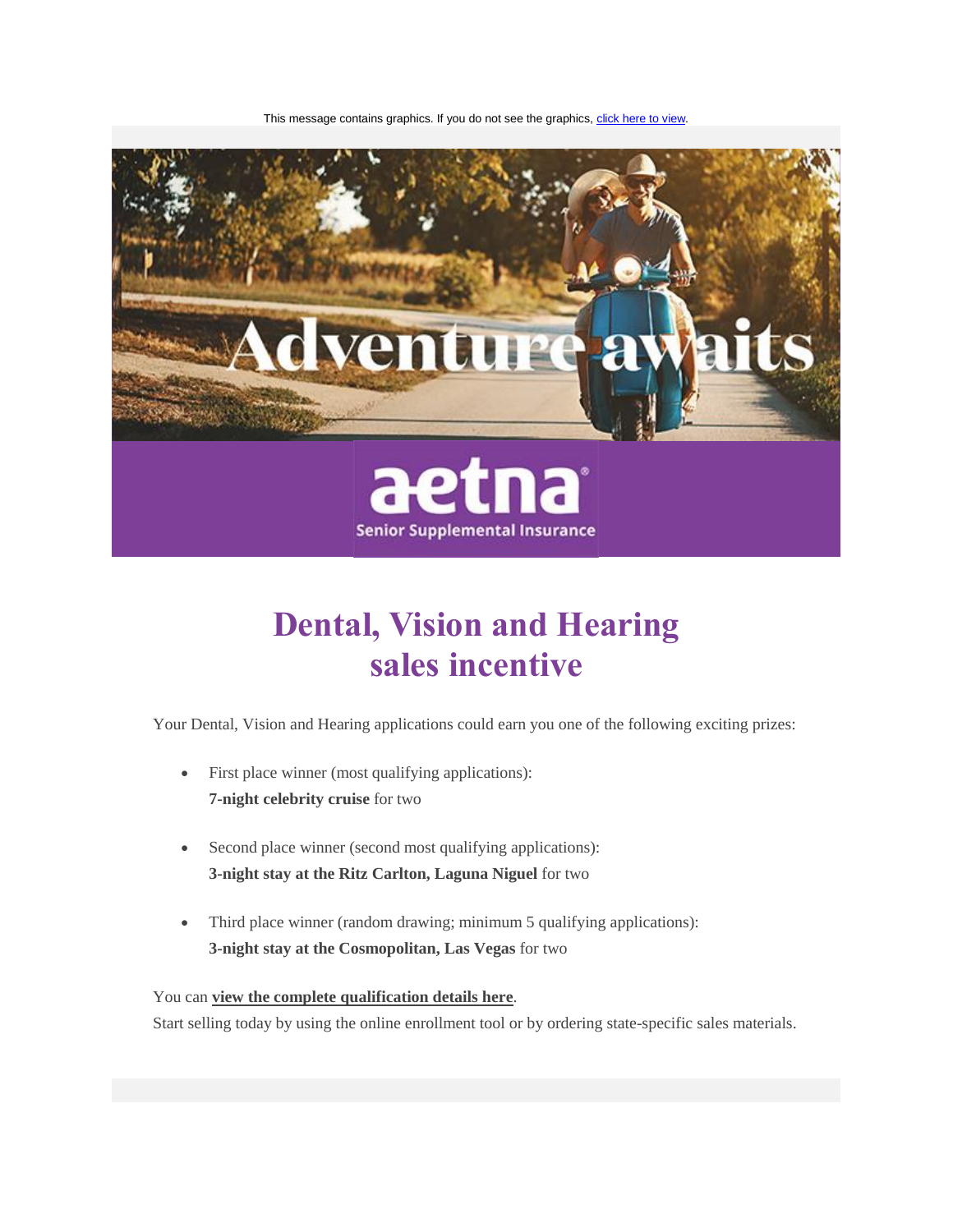This message contains graphics. If you do not see the graphics, click here to view.

Adventure awaits

aetna

Senior Supplemental Insurance

# Dental, Vision and Hearing sales incentive

Your Dental, Vision and Hearing applications could earn you one of the following exciting prizes:

- First place winner (most qualifying applications):
  **7-night celebrity cruise** for two

- Second place winner (second most qualifying applications):
  **3-night stay at the Ritz Carlton, Laguna Niguel** for two

- Third place winner (random drawing; minimum 5 qualifying applications):
  **3-night stay at the Cosmopolitan, Las Vegas** for two

You can **view the complete qualification details here**.
Start selling today by using the online enrollment tool or by ordering state-specific sales materials.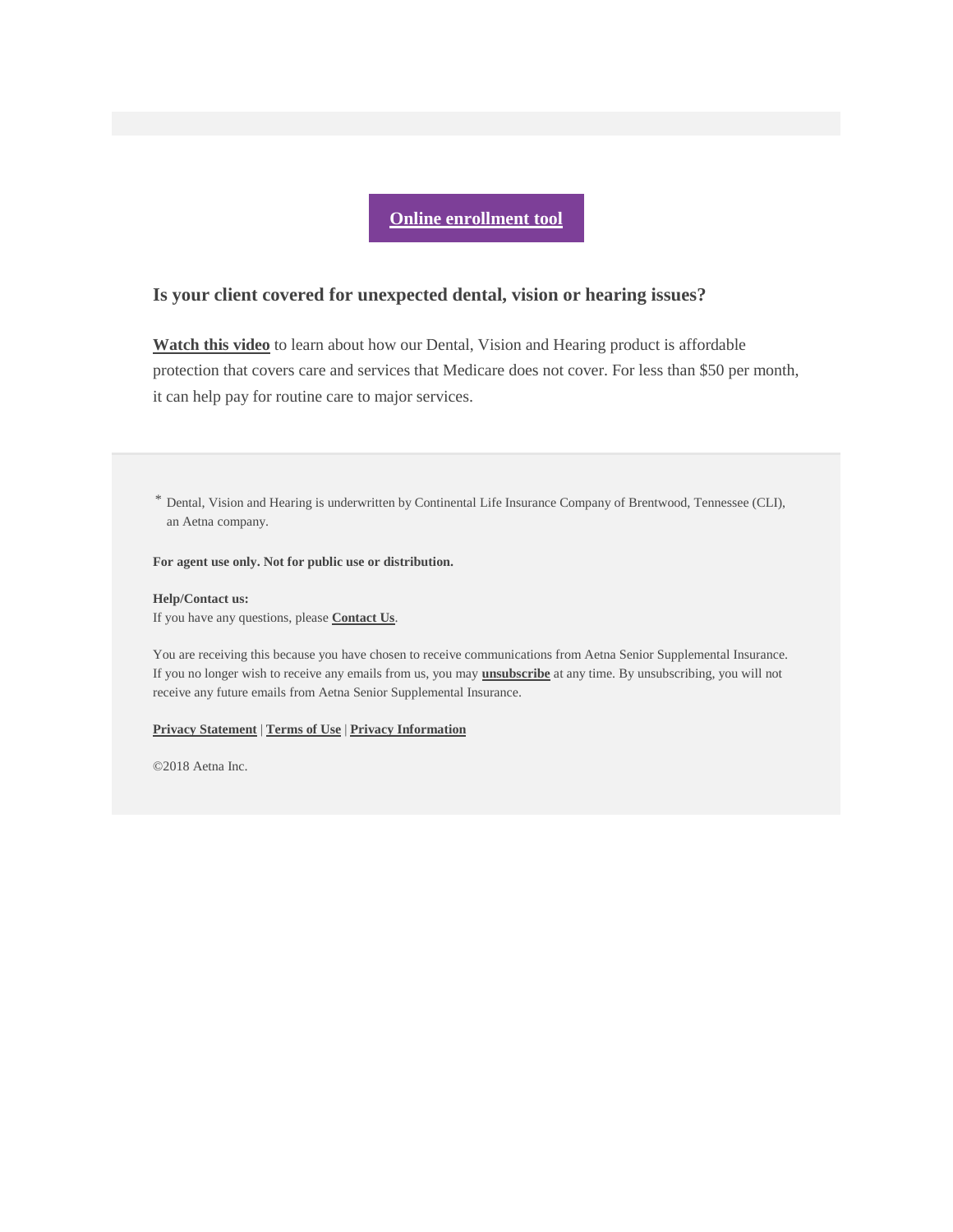**Online enrollment tool**

### Is your client covered for unexpected dental, vision or hearing issues?

**Watch this video** to learn about how our Dental, Vision and Hearing product is affordable protection that covers care and services that Medicare does not cover. For less than $50 per month, it can help pay for routine care to major services.

* Dental, Vision and Hearing is underwritten by Continental Life Insurance Company of Brentwood, Tennessee (CLI), an Aetna company.

**For agent use only. Not for public use or distribution.**

**Help/Contact us:**
If you have any questions, please **Contact Us**.

You are receiving this because you have chosen to receive communications from Aetna Senior Supplemental Insurance. If you no longer wish to receive any emails from us, you may **unsubscribe** at any time. By unsubscribing, you will not receive any future emails from Aetna Senior Supplemental Insurance.

**Privacy Statement** | **Terms of Use** | **Privacy Information**

©2018 Aetna Inc.